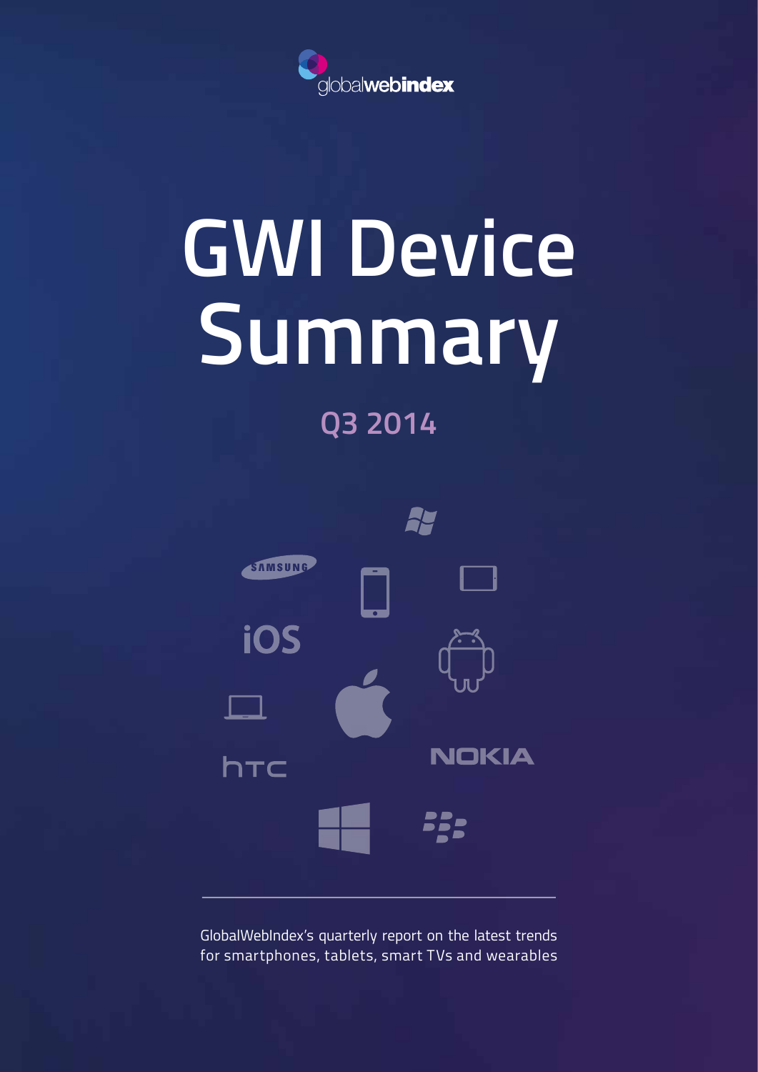globalwebindex

# GWI Device Summary

## Q3 2014

GlobalWebIndex's quarterly report on the latest trends for smartphones, tablets, smart TVs and wearables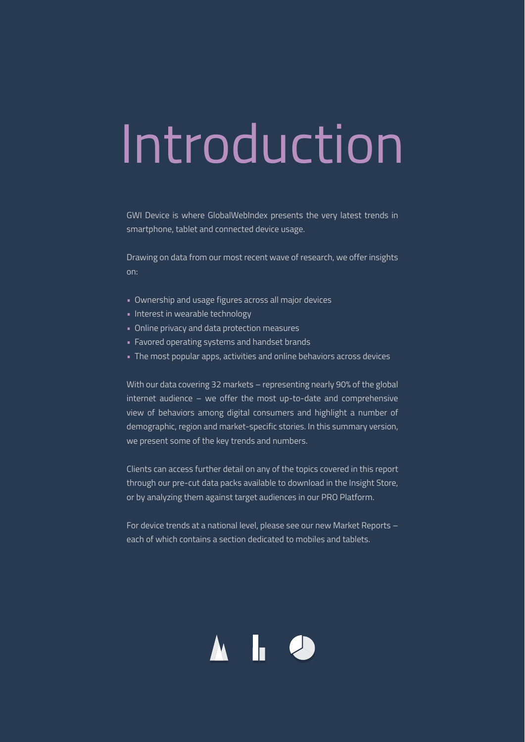# Introduction

GWI Device is where GlobalWebIndex presents the very latest trends in smartphone, tablet and connected device usage.

Drawing on data from our most recent wave of research, we offer insights on:

- Ownership and usage figures across all major devices
- Interest in wearable technology
- Online privacy and data protection measures
- Favored operating systems and handset brands
- The most popular apps, activities and online behaviors across devices

With our data covering 32 markets – representing nearly 90% of the global internet audience – we offer the most up-to-date and comprehensive view of behaviors among digital consumers and highlight a number of demographic, region and market-specific stories. In this summary version, we present some of the key trends and numbers.

Clients can access further detail on any of the topics covered in this report through our pre-cut data packs available to download in the Insight Store, or by analyzing them against target audiences in our PRO Platform.

For device trends at a national level, please see our new Market Reports – each of which contains a section dedicated to mobiles and tablets.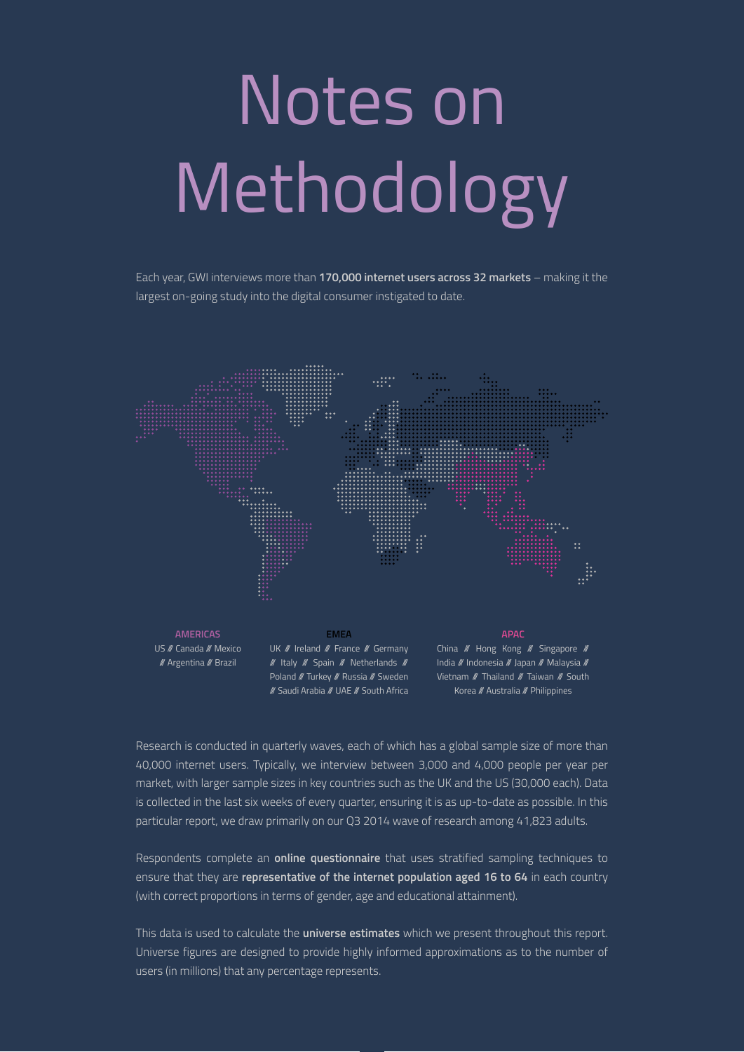# Notes on Methodology

Each year, GWI interviews more than **170,000 internet users across 32 markets** – making it the largest on-going study into the digital consumer instigated to date.

**AMERICAS**
US // Canada // Mexico // Argentina // Brazil

**EMEA**
UK // Ireland // France // Germany // Italy // Spain // Netherlands // Poland // Turkey // Russia // Sweden // Saudi Arabia // UAE // South Africa

**APAC**
China // Hong Kong // Singapore // India // Indonesia // Japan // Malaysia // Vietnam // Thailand // Taiwan // South Korea // Australia // Philippines

Research is conducted in quarterly waves, each of which has a global sample size of more than 40,000 internet users. Typically, we interview between 3,000 and 4,000 people per year per market, with larger sample sizes in key countries such as the UK and the US (30,000 each). Data is collected in the last six weeks of every quarter, ensuring it is as up-to-date as possible. In this particular report, we draw primarily on our Q3 2014 wave of research among 41,823 adults.

Respondents complete an **online questionnaire** that uses stratified sampling techniques to ensure that they are **representative of the internet population aged 16 to 64** in each country (with correct proportions in terms of gender, age and educational attainment).

This data is used to calculate the **universe estimates** which we present throughout this report. Universe figures are designed to provide highly informed approximations as to the number of users (in millions) that any percentage represents.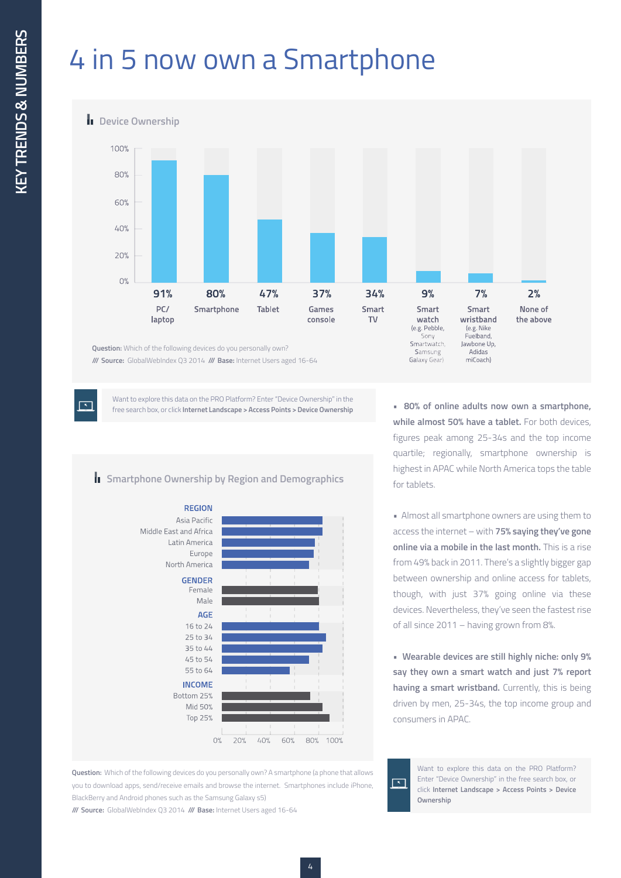# 4 in 5 now own a Smartphone

## Device Ownership

| Device | Ownership |
|---|---|
| PC/ laptop | 91% |
| Smartphone | 80% |
| Tablet | 47% |
| Games console | 37% |
| Smart TV | 34% |
| Smart watch (e.g. Pebble, Sony Smartwatch, Samsung Galaxy Gear) | 9% |
| Smart wristband (e.g. Nike Fuelband, Jawbone Up, Adidas miCoach) | 7% |
| None of the above | 2% |

**Question:** Which of the following devices do you personally own?
/// **Source:** GlobalWebIndex Q3 2014 /// **Base:** Internet Users aged 16-64

Want to explore this data on the PRO Platform? Enter "Device Ownership" in the free search box, or click **Internet Landscape > Access Points > Device Ownership**

## Smartphone Ownership by Region and Demographics

**REGION**
- Asia Pacific
- Middle East and Africa
- Latin America
- Europe
- North America

**GENDER**
- Female
- Male

**AGE**
- 16 to 24
- 25 to 34
- 35 to 44
- 45 to 54
- 55 to 64

**INCOME**
- Bottom 25%
- Mid 50%
- Top 25%

0% 20% 40% 60% 80% 100%

**Question:** Which of the following devices do you personally own? A smartphone (a phone that allows you to download apps, send/receive emails and browse the internet. Smartphones include iPhone, BlackBerry and Android phones such as the Samsung Galaxy s5)
/// **Source:** GlobalWebIndex Q3 2014 /// **Base:** Internet Users aged 16-64

- **80% of online adults now own a smartphone, while almost 50% have a tablet.** For both devices, figures peak among 25-34s and the top income quartile; regionally, smartphone ownership is highest in APAC while North America tops the table for tablets.

- Almost all smartphone owners are using them to access the internet – with **75% saying they've gone online via a mobile in the last month.** This is a rise from 49% back in 2011. There's a slightly bigger gap between ownership and online access for tablets, though, with just 37% going online via these devices. Nevertheless, they've seen the fastest rise of all since 2011 – having grown from 8%.

- **Wearable devices are still highly niche: only 9% say they own a smart watch and just 7% report having a smart wristband.** Currently, this is being driven by men, 25-34s, the top income group and consumers in APAC.

Want to explore this data on the PRO Platform? Enter "Device Ownership" in the free search box, or click **Internet Landscape > Access Points > Device Ownership**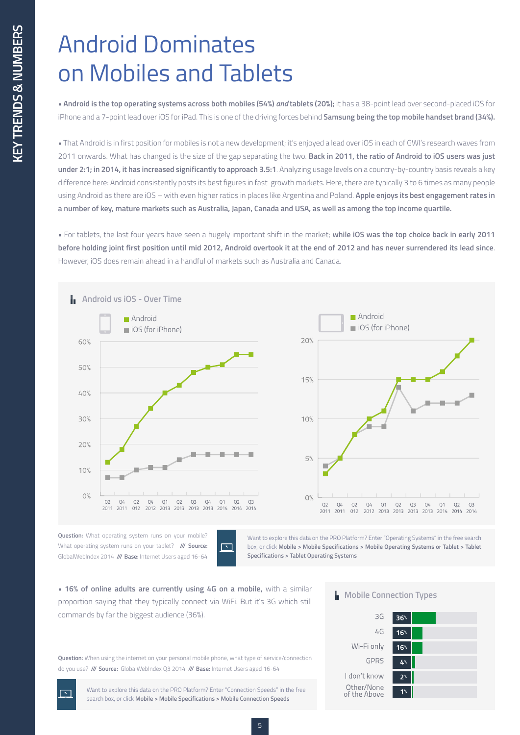# Android Dominates on Mobiles and Tablets

- **Android is the top operating systems across both mobiles (54%) *and* tablets (20%);** it has a 38-point lead over second-placed iOS for iPhone and a 7-point lead over iOS for iPad. This is one of the driving forces behind **Samsung being the top mobile handset brand (34%).**

- That Android is in first position for mobiles is not a new development; it's enjoyed a lead over iOS in each of GWI's research waves from 2011 onwards. What has changed is the size of the gap separating the two. **Back in 2011, the ratio of Android to iOS users was just under 2:1; in 2014, it has increased significantly to approach 3.5:1**. Analyzing usage levels on a country-by-country basis reveals a key difference here: Android consistently posts its best figures in fast-growth markets. Here, there are typically 3 to 6 times as many people using Android as there are iOS – with even higher ratios in places like Argentina and Poland. **Apple enjoys its best engagement rates in a number of key, mature markets such as Australia, Japan, Canada and USA, as well as among the top income quartile.**

- For tablets, the last four years have seen a hugely important shift in the market; **while iOS was the top choice back in early 2011 before holding joint first position until mid 2012, Android overtook it at the end of 2012 and has never surrendered its lead since**. However, iOS does remain ahead in a handful of markets such as Australia and Canada.

## Android vs iOS - Over Time

**Mobile**

| | Q2 2011 | Q4 2011 | Q2 2012 | Q4 2012 | Q1 2013 | Q2 2013 | Q3 2013 | Q4 2013 | Q1 2014 | Q2 2014 | Q3 2014 |
|---|---|---|---|---|---|---|---|---|---|---|---|
| Android | 13% | 18% | 27% | 34% | 40% | 43% | 48% | 50% | 51% | 55% | 55% |
| iOS (for iPhone) | 7% | 7% | 10% | 11% | 11% | 14% | 16% | 16% | 16% | 16% | 16% |

**Tablet**

| | Q2 2011 | Q4 2011 | Q2 2012 | Q4 2012 | Q1 2013 | Q2 2013 | Q3 2013 | Q4 2013 | Q1 2014 | Q2 2014 | Q3 2014 |
|---|---|---|---|---|---|---|---|---|---|---|---|
| Android | 3% | 5% | 8% | 10% | 11% | 15% | 15% | 15% | 16% | 18% | 20% |
| iOS (for iPhone) | 4% | 5% | 8% | 9% | 9% | 14% | 11% | 12% | 12% | 12% | 13% |

**Question:** What operating system runs on your mobile? What operating system runs on your tablet? **/// Source:** GlobalWebIndex 2014 **/// Base:** Internet Users aged 16-64

Want to explore this data on the PRO Platform? Enter "Operating Systems" in the free search box, or click **Mobile > Mobile Specifications > Mobile Operating Systems or Tablet > Tablet Specifications > Tablet Operating Systems**

- **16% of online adults are currently using 4G on a mobile,** with a similar proportion saying that they typically connect via WiFi. But it's 3G which still commands by far the biggest audience (36%).

## Mobile Connection Types

| Connection type | % |
|---|---|
| 3G | 36% |
| 4G | 16% |
| Wi-Fi only | 16% |
| GPRS | 4% |
| I don't know | 2% |
| Other/None of the Above | 1% |

**Question:** When using the internet on your personal mobile phone, what type of service/connection do you use? **/// Source:** GlobalWebIndex Q3 2014 **/// Base:** Internet Users aged 16-64

Want to explore this data on the PRO Platform? Enter "Connection Speeds" in the free search box, or click **Mobile > Mobile Specifications > Mobile Connection Speeds**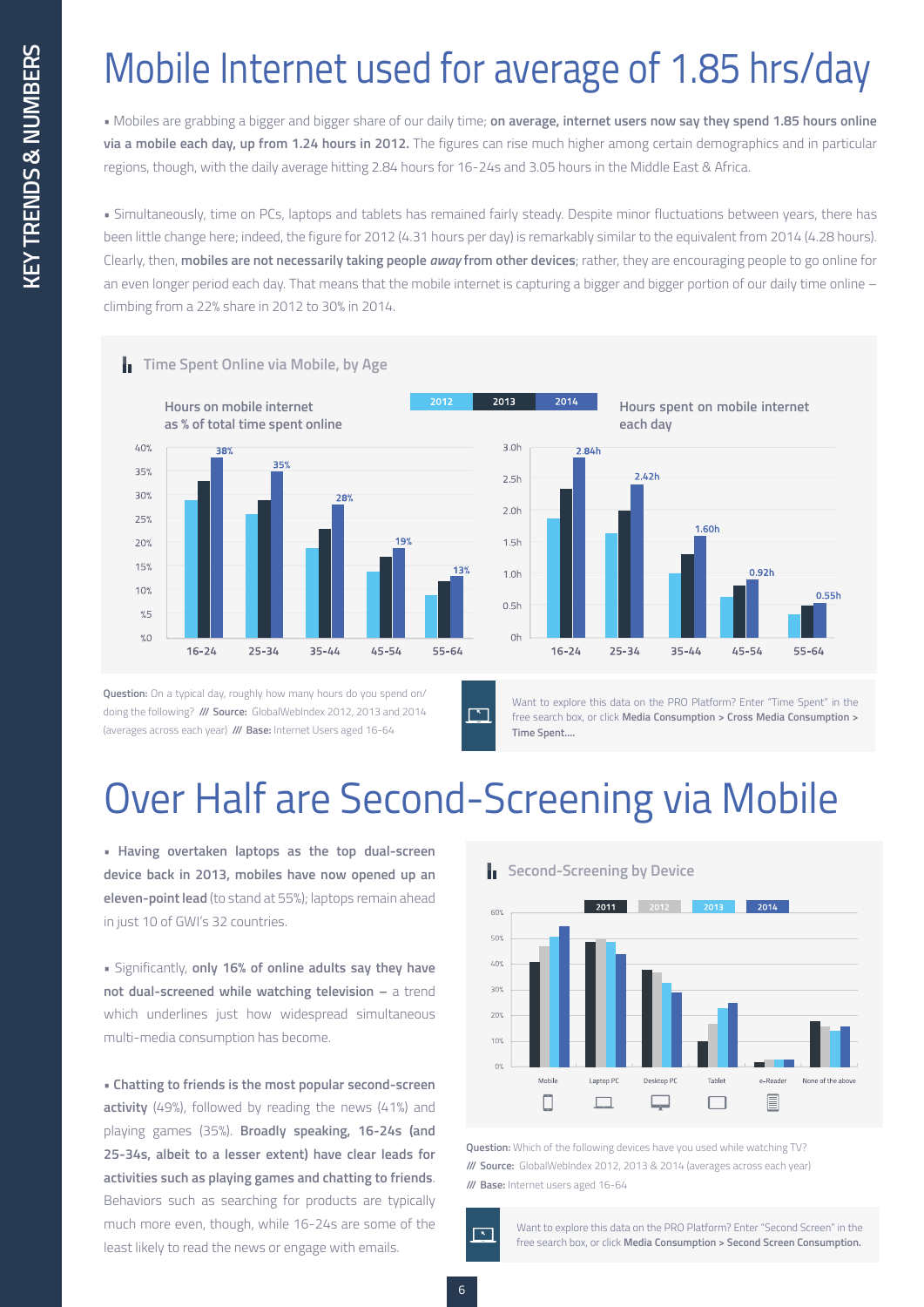# Mobile Internet used for average of 1.85 hrs/day

▪ Mobiles are grabbing a bigger and bigger share of our daily time; **on average, internet users now say they spend 1.85 hours online via a mobile each day, up from 1.24 hours in 2012.** The figures can rise much higher among certain demographics and in particular regions, though, with the daily average hitting 2.84 hours for 16-24s and 3.05 hours in the Middle East & Africa.

▪ Simultaneously, time on PCs, laptops and tablets has remained fairly steady. Despite minor fluctuations between years, there has been little change here; indeed, the figure for 2012 (4.31 hours per day) is remarkably similar to the equivalent from 2014 (4.28 hours). Clearly, then, **mobiles are not necessarily taking people *away* from other devices**; rather, they are encouraging people to go online for an even longer period each day. That means that the mobile internet is capturing a bigger and bigger portion of our daily time online – climbing from a 22% share in 2012 to 30% in 2014.

## Time Spent Online via Mobile, by Age

2012 | 2013 | 2014

**Hours on mobile internet as % of total time spent online** (2014 values)

| Age | 2014 |
|---|---|
| 16-24 | 38% |
| 25-34 | 35% |
| 35-44 | 28% |
| 45-54 | 19% |
| 55-64 | 13% |

**Hours spent on mobile internet each day** (2014 values)

| Age | 2014 |
|---|---|
| 16-24 | 2.84h |
| 25-34 | 2.42h |
| 35-44 | 1.60h |
| 45-54 | 0.92h |
| 55-64 | 0.55h |

**Question:** On a typical day, roughly how many hours do you spend on/doing the following? /// **Source:** GlobalWebIndex 2012, 2013 and 2014 (averages across each year) /// **Base:** Internet Users aged 16-64

Want to explore this data on the PRO Platform? Enter "Time Spent" in the free search box, or click **Media Consumption > Cross Media Consumption > Time Spent....**

# Over Half are Second-Screening via Mobile

▪ **Having overtaken laptops as the top dual-screen device back in 2013, mobiles have now opened up an eleven-point lead** (to stand at 55%); laptops remain ahead in just 10 of GWI's 32 countries.

▪ Significantly, **only 16% of online adults say they have not dual-screened while watching television –** a trend which underlines just how widespread simultaneous multi-media consumption has become.

▪ **Chatting to friends is the most popular second-screen activity** (49%), followed by reading the news (41%) and playing games (35%). **Broadly speaking, 16-24s (and 25-34s, albeit to a lesser extent) have clear leads for activities such as playing games and chatting to friends**. Behaviors such as searching for products are typically much more even, though, while 16-24s are some of the least likely to read the news or engage with emails.

## Second-Screening by Device

2011 | 2012 | 2013 | 2014

Devices: Mobile, Laptop PC, Desktop PC, Tablet, e-Reader, None of the above

**Question:** Which of the following devices have you used while watching TV? /// **Source:** GlobalWebIndex 2012, 2013 & 2014 (averages across each year) /// **Base:** Internet users aged 16-64

Want to explore this data on the PRO Platform? Enter "Second Screen" in the free search box, or click **Media Consumption > Second Screen Consumption.**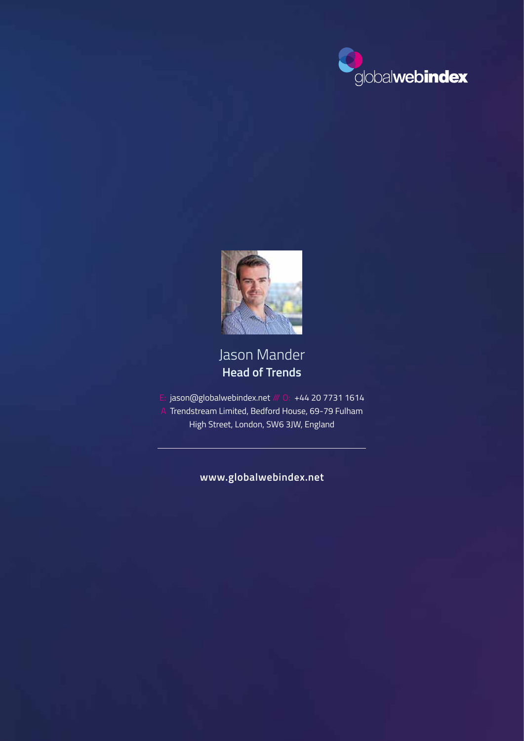globalwebindex

Jason Mander
**Head of Trends**

E: jason@globalwebindex.net /// O: +44 20 7731 1614
A: Trendstream Limited, Bedford House, 69-79 Fulham High Street, London, SW6 3JW, England

---

**www.globalwebindex.net**